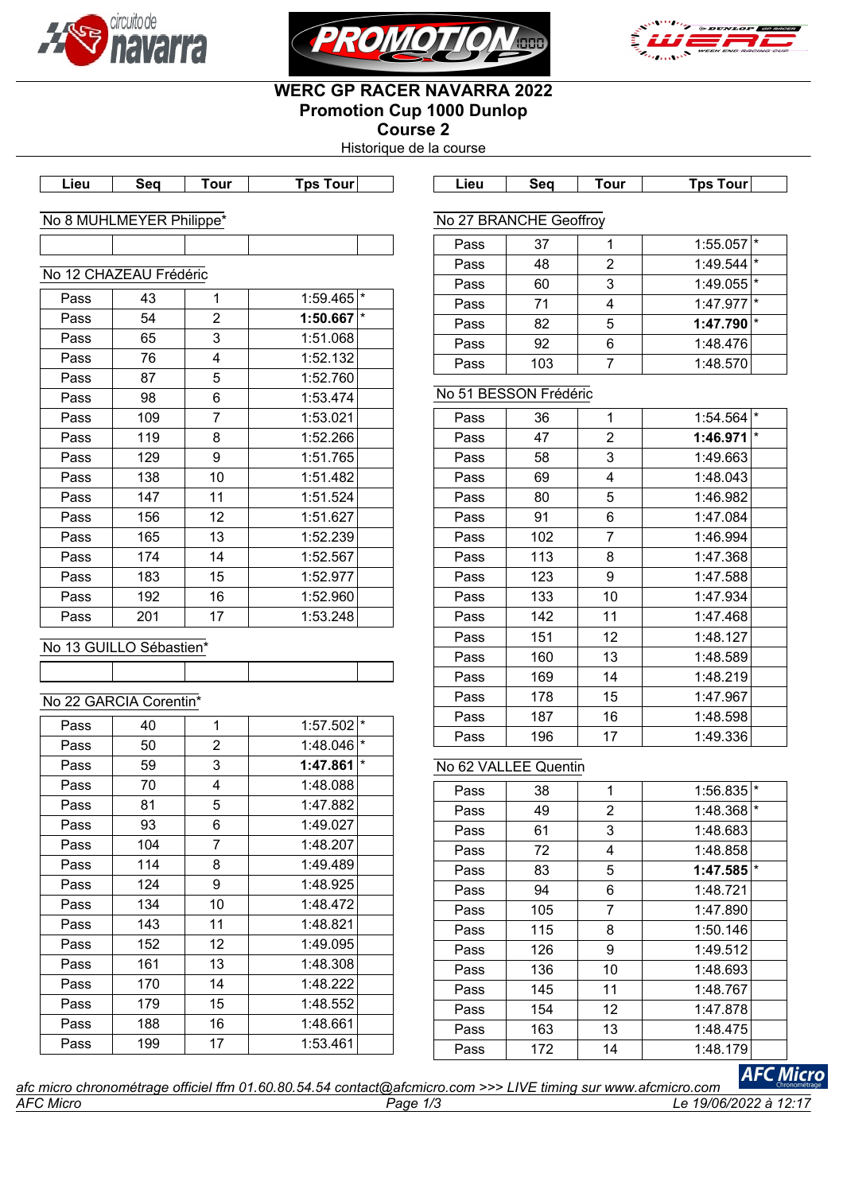# WERC GP RACER NAVARRA 2022

## Promotion Cup 1000 Dunlop

## Course 2

Historique de la course

### No 8 MUHLMEYER Philippe*

| Lieu | Seq | Tour | Tps Tour | |
|---|---|---|---|---|
| | | | | |

### No 12 CHAZEAU Frédéric

| Lieu | Seq | Tour | Tps Tour | |
|---|---|---|---|---|
| Pass | 43 | 1 | 1:59.465 | * |
| Pass | 54 | 2 | **1:50.667** | * |
| Pass | 65 | 3 | 1:51.068 | |
| Pass | 76 | 4 | 1:52.132 | |
| Pass | 87 | 5 | 1:52.760 | |
| Pass | 98 | 6 | 1:53.474 | |
| Pass | 109 | 7 | 1:53.021 | |
| Pass | 119 | 8 | 1:52.266 | |
| Pass | 129 | 9 | 1:51.765 | |
| Pass | 138 | 10 | 1:51.482 | |
| Pass | 147 | 11 | 1:51.524 | |
| Pass | 156 | 12 | 1:51.627 | |
| Pass | 165 | 13 | 1:52.239 | |
| Pass | 174 | 14 | 1:52.567 | |
| Pass | 183 | 15 | 1:52.977 | |
| Pass | 192 | 16 | 1:52.960 | |
| Pass | 201 | 17 | 1:53.248 | |

### No 13 GUILLO Sébastien*

| Lieu | Seq | Tour | Tps Tour | |
|---|---|---|---|---|
| | | | | |

### No 22 GARCIA Corentin*

| Lieu | Seq | Tour | Tps Tour | |
|---|---|---|---|---|
| Pass | 40 | 1 | 1:57.502 | * |
| Pass | 50 | 2 | 1:48.046 | * |
| Pass | 59 | 3 | **1:47.861** | * |
| Pass | 70 | 4 | 1:48.088 | |
| Pass | 81 | 5 | 1:47.882 | |
| Pass | 93 | 6 | 1:49.027 | |
| Pass | 104 | 7 | 1:48.207 | |
| Pass | 114 | 8 | 1:49.489 | |
| Pass | 124 | 9 | 1:48.925 | |
| Pass | 134 | 10 | 1:48.472 | |
| Pass | 143 | 11 | 1:48.821 | |
| Pass | 152 | 12 | 1:49.095 | |
| Pass | 161 | 13 | 1:48.308 | |
| Pass | 170 | 14 | 1:48.222 | |
| Pass | 179 | 15 | 1:48.552 | |
| Pass | 188 | 16 | 1:48.661 | |
| Pass | 199 | 17 | 1:53.461 | |

### No 27 BRANCHE Geoffroy

| Lieu | Seq | Tour | Tps Tour | |
|---|---|---|---|---|
| Pass | 37 | 1 | 1:55.057 | * |
| Pass | 48 | 2 | 1:49.544 | * |
| Pass | 60 | 3 | 1:49.055 | * |
| Pass | 71 | 4 | 1:47.977 | * |
| Pass | 82 | 5 | **1:47.790** | * |
| Pass | 92 | 6 | 1:48.476 | |
| Pass | 103 | 7 | 1:48.570 | |

### No 51 BESSON Frédéric

| Lieu | Seq | Tour | Tps Tour | |
|---|---|---|---|---|
| Pass | 36 | 1 | 1:54.564 | * |
| Pass | 47 | 2 | **1:46.971** | * |
| Pass | 58 | 3 | 1:49.663 | |
| Pass | 69 | 4 | 1:48.043 | |
| Pass | 80 | 5 | 1:46.982 | |
| Pass | 91 | 6 | 1:47.084 | |
| Pass | 102 | 7 | 1:46.994 | |
| Pass | 113 | 8 | 1:47.368 | |
| Pass | 123 | 9 | 1:47.588 | |
| Pass | 133 | 10 | 1:47.934 | |
| Pass | 142 | 11 | 1:47.468 | |
| Pass | 151 | 12 | 1:48.127 | |
| Pass | 160 | 13 | 1:48.589 | |
| Pass | 169 | 14 | 1:48.219 | |
| Pass | 178 | 15 | 1:47.967 | |
| Pass | 187 | 16 | 1:48.598 | |
| Pass | 196 | 17 | 1:49.336 | |

### No 62 VALLEE Quentin

| Lieu | Seq | Tour | Tps Tour | |
|---|---|---|---|---|
| Pass | 38 | 1 | 1:56.835 | * |
| Pass | 49 | 2 | 1:48.368 | * |
| Pass | 61 | 3 | 1:48.683 | |
| Pass | 72 | 4 | 1:48.858 | |
| Pass | 83 | 5 | **1:47.585** | * |
| Pass | 94 | 6 | 1:48.721 | |
| Pass | 105 | 7 | 1:47.890 | |
| Pass | 115 | 8 | 1:50.146 | |
| Pass | 126 | 9 | 1:49.512 | |
| Pass | 136 | 10 | 1:48.693 | |
| Pass | 145 | 11 | 1:48.767 | |
| Pass | 154 | 12 | 1:47.878 | |
| Pass | 163 | 13 | 1:48.475 | |
| Pass | 172 | 14 | 1:48.179 | |

*afc micro chronométrage officiel ffm 01.60.80.54.54 contact@afcmicro.com >>> LIVE timing sur www.afcmicro.com*

*AFC Micro* — *Le 19/06/2022 à 12:17*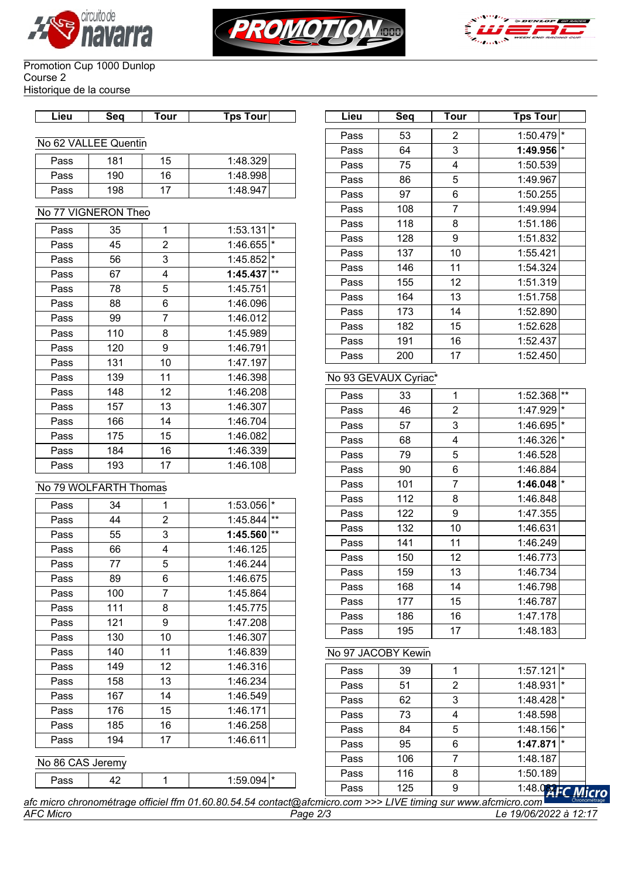Promotion Cup 1000 Dunlop
Course 2
Historique de la course

| Lieu | Seq | Tour | Tps Tour | |
|---|---|---|---|---|

### No 62 VALLEE Quentin

| Lieu | Seq | Tour | Tps Tour | |
|---|---|---|---|---|
| Pass | 181 | 15 | 1:48.329 | |
| Pass | 190 | 16 | 1:48.998 | |
| Pass | 198 | 17 | 1:48.947 | |

### No 77 VIGNERON Theo

| Lieu | Seq | Tour | Tps Tour | |
|---|---|---|---|---|
| Pass | 35 | 1 | 1:53.131 | * |
| Pass | 45 | 2 | 1:46.655 | * |
| Pass | 56 | 3 | 1:45.852 | * |
| Pass | 67 | 4 | **1:45.437** | ** |
| Pass | 78 | 5 | 1:45.751 | |
| Pass | 88 | 6 | 1:46.096 | |
| Pass | 99 | 7 | 1:46.012 | |
| Pass | 110 | 8 | 1:45.989 | |
| Pass | 120 | 9 | 1:46.791 | |
| Pass | 131 | 10 | 1:47.197 | |
| Pass | 139 | 11 | 1:46.398 | |
| Pass | 148 | 12 | 1:46.208 | |
| Pass | 157 | 13 | 1:46.307 | |
| Pass | 166 | 14 | 1:46.704 | |
| Pass | 175 | 15 | 1:46.082 | |
| Pass | 184 | 16 | 1:46.339 | |
| Pass | 193 | 17 | 1:46.108 | |

### No 79 WOLFARTH Thomas

| Lieu | Seq | Tour | Tps Tour | |
|---|---|---|---|---|
| Pass | 34 | 1 | 1:53.056 | * |
| Pass | 44 | 2 | 1:45.844 | ** |
| Pass | 55 | 3 | **1:45.560** | ** |
| Pass | 66 | 4 | 1:46.125 | |
| Pass | 77 | 5 | 1:46.244 | |
| Pass | 89 | 6 | 1:46.675 | |
| Pass | 100 | 7 | 1:45.864 | |
| Pass | 111 | 8 | 1:45.775 | |
| Pass | 121 | 9 | 1:47.208 | |
| Pass | 130 | 10 | 1:46.307 | |
| Pass | 140 | 11 | 1:46.839 | |
| Pass | 149 | 12 | 1:46.316 | |
| Pass | 158 | 13 | 1:46.234 | |
| Pass | 167 | 14 | 1:46.549 | |
| Pass | 176 | 15 | 1:46.171 | |
| Pass | 185 | 16 | 1:46.258 | |
| Pass | 194 | 17 | 1:46.611 | |

### No 86 CAS Jeremy

| Lieu | Seq | Tour | Tps Tour | |
|---|---|---|---|---|
| Pass | 42 | 1 | 1:59.094 | * |
| Pass | 53 | 2 | 1:50.479 | * |
| Pass | 64 | 3 | **1:49.956** | * |
| Pass | 75 | 4 | 1:50.539 | |
| Pass | 86 | 5 | 1:49.967 | |
| Pass | 97 | 6 | 1:50.255 | |
| Pass | 108 | 7 | 1:49.994 | |
| Pass | 118 | 8 | 1:51.186 | |
| Pass | 128 | 9 | 1:51.832 | |
| Pass | 137 | 10 | 1:55.421 | |
| Pass | 146 | 11 | 1:54.324 | |
| Pass | 155 | 12 | 1:51.319 | |
| Pass | 164 | 13 | 1:51.758 | |
| Pass | 173 | 14 | 1:52.890 | |
| Pass | 182 | 15 | 1:52.628 | |
| Pass | 191 | 16 | 1:52.437 | |
| Pass | 200 | 17 | 1:52.450 | |

### No 93 GEVAUX Cyriac*

| Lieu | Seq | Tour | Tps Tour | |
|---|---|---|---|---|
| Pass | 33 | 1 | 1:52.368 | ** |
| Pass | 46 | 2 | 1:47.929 | * |
| Pass | 57 | 3 | 1:46.695 | * |
| Pass | 68 | 4 | 1:46.326 | * |
| Pass | 79 | 5 | 1:46.528 | |
| Pass | 90 | 6 | 1:46.884 | |
| Pass | 101 | 7 | **1:46.048** | * |
| Pass | 112 | 8 | 1:46.848 | |
| Pass | 122 | 9 | 1:47.355 | |
| Pass | 132 | 10 | 1:46.631 | |
| Pass | 141 | 11 | 1:46.249 | |
| Pass | 150 | 12 | 1:46.773 | |
| Pass | 159 | 13 | 1:46.734 | |
| Pass | 168 | 14 | 1:46.798 | |
| Pass | 177 | 15 | 1:46.787 | |
| Pass | 186 | 16 | 1:47.178 | |
| Pass | 195 | 17 | 1:48.183 | |

### No 97 JACOBY Kewin

| Lieu | Seq | Tour | Tps Tour | |
|---|---|---|---|---|
| Pass | 39 | 1 | 1:57.121 | * |
| Pass | 51 | 2 | 1:48.931 | * |
| Pass | 62 | 3 | 1:48.428 | * |
| Pass | 73 | 4 | 1:48.598 | |
| Pass | 84 | 5 | 1:48.156 | * |
| Pass | 95 | 6 | **1:47.871** | * |
| Pass | 106 | 7 | 1:48.187 | |
| Pass | 116 | 8 | 1:50.189 | |
| Pass | 125 | 9 | 1:48.0?? | |

*afc micro chronométrage officiel ffm 01.60.80.54.54 contact@afcmicro.com >>> LIVE timing sur www.afcmicro.com*

*AFC Micro* — Le 19/06/2022 à 12:17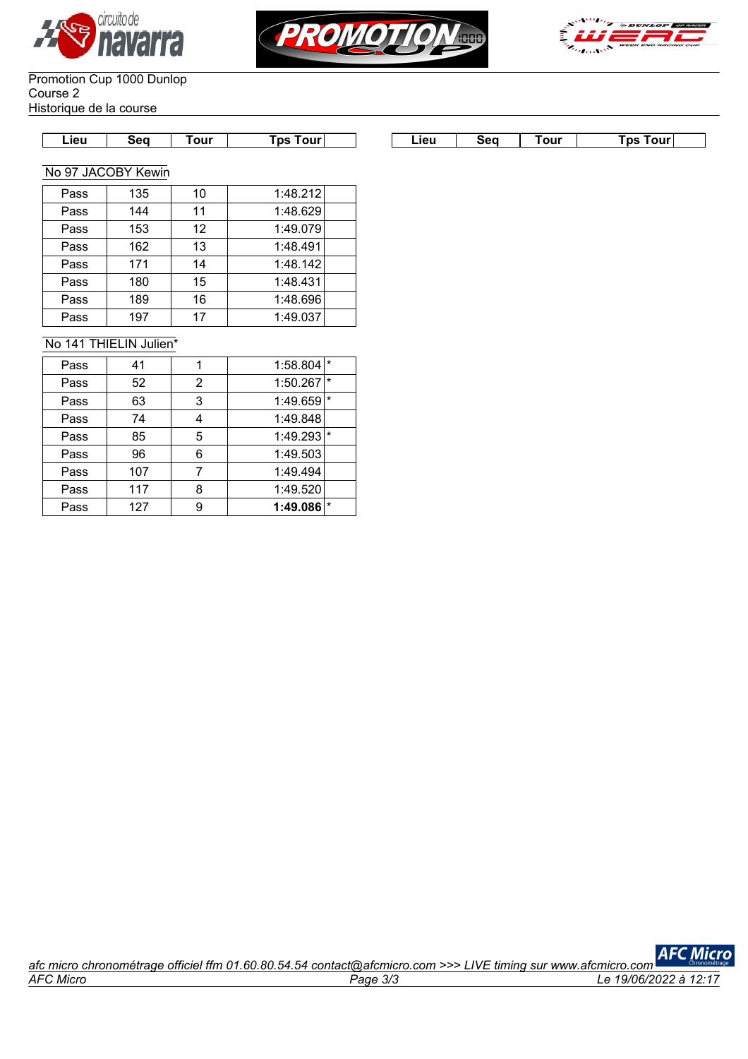Promotion Cup 1000 Dunlop
Course 2
Historique de la course

No 97 JACOBY Kewin

| Lieu | Seq | Tour | Tps Tour | |
|---|---|---|---|---|
| Pass | 135 | 10 | 1:48.212 | |
| Pass | 144 | 11 | 1:48.629 | |
| Pass | 153 | 12 | 1:49.079 | |
| Pass | 162 | 13 | 1:48.491 | |
| Pass | 171 | 14 | 1:48.142 | |
| Pass | 180 | 15 | 1:48.431 | |
| Pass | 189 | 16 | 1:48.696 | |
| Pass | 197 | 17 | 1:49.037 | |

No 141 THIELIN Julien*

| Lieu | Seq | Tour | Tps Tour | |
|---|---|---|---|---|
| Pass | 41 | 1 | 1:58.804 | * |
| Pass | 52 | 2 | 1:50.267 | * |
| Pass | 63 | 3 | 1:49.659 | * |
| Pass | 74 | 4 | 1:49.848 | |
| Pass | 85 | 5 | 1:49.293 | * |
| Pass | 96 | 6 | 1:49.503 | |
| Pass | 107 | 7 | 1:49.494 | |
| Pass | 117 | 8 | 1:49.520 | |
| Pass | 127 | 9 | **1:49.086** | * |

*afc micro chronométrage officiel ffm 01.60.80.54.54 contact@afcmicro.com >>> LIVE timing sur www.afcmicro.com*

*AFC Micro* *Le 19/06/2022 à 12:17*